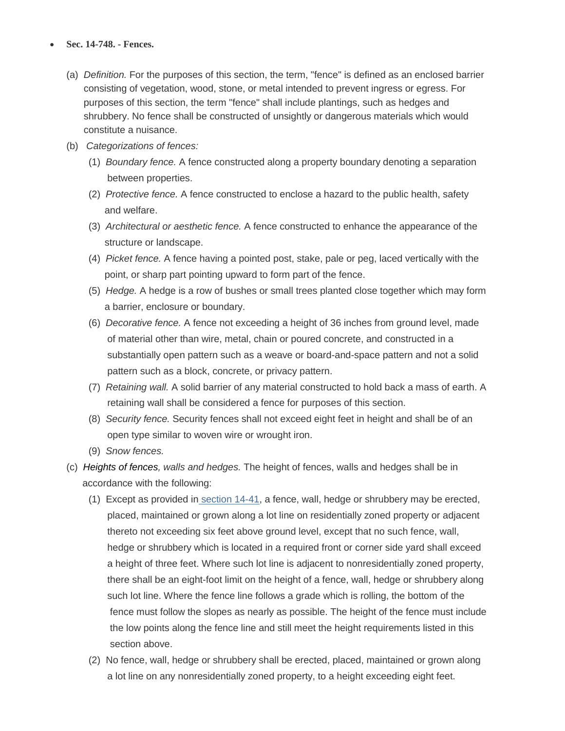- **Sec. 14-748. - Fences.**

(a) *Definition.* For the purposes of this section, the term, "fence" is defined as an enclosed barrier consisting of vegetation, wood, stone, or metal intended to prevent ingress or egress. For purposes of this section, the term "fence" shall include plantings, such as hedges and shrubbery. No fence shall be constructed of unsightly or dangerous materials which would constitute a nuisance.

(b) *Categorizations of fences:*

(1) *Boundary fence.* A fence constructed along a property boundary denoting a separation between properties.

(2) *Protective fence.* A fence constructed to enclose a hazard to the public health, safety and welfare.

(3) *Architectural or aesthetic fence.* A fence constructed to enhance the appearance of the structure or landscape.

(4) *Picket fence.* A fence having a pointed post, stake, pale or peg, laced vertically with the point, or sharp part pointing upward to form part of the fence.

(5) *Hedge.* A hedge is a row of bushes or small trees planted close together which may form a barrier, enclosure or boundary.

(6) *Decorative fence.* A fence not exceeding a height of 36 inches from ground level, made of material other than wire, metal, chain or poured concrete, and constructed in a substantially open pattern such as a weave or board-and-space pattern and not a solid pattern such as a block, concrete, or privacy pattern.

(7) *Retaining wall.* A solid barrier of any material constructed to hold back a mass of earth. A retaining wall shall be considered a fence for purposes of this section.

(8) *Security fence.* Security fences shall not exceed eight feet in height and shall be of an open type similar to woven wire or wrought iron.

(9) *Snow fences.*

(c) *Heights of fences, walls and hedges.* The height of fences, walls and hedges shall be in accordance with the following:

(1) Except as provided in section 14-41, a fence, wall, hedge or shrubbery may be erected, placed, maintained or grown along a lot line on residentially zoned property or adjacent thereto not exceeding six feet above ground level, except that no such fence, wall, hedge or shrubbery which is located in a required front or corner side yard shall exceed a height of three feet. Where such lot line is adjacent to nonresidentially zoned property, there shall be an eight-foot limit on the height of a fence, wall, hedge or shrubbery along such lot line. Where the fence line follows a grade which is rolling, the bottom of the fence must follow the slopes as nearly as possible. The height of the fence must include the low points along the fence line and still meet the height requirements listed in this section above.

(2) No fence, wall, hedge or shrubbery shall be erected, placed, maintained or grown along a lot line on any nonresidentially zoned property, to a height exceeding eight feet.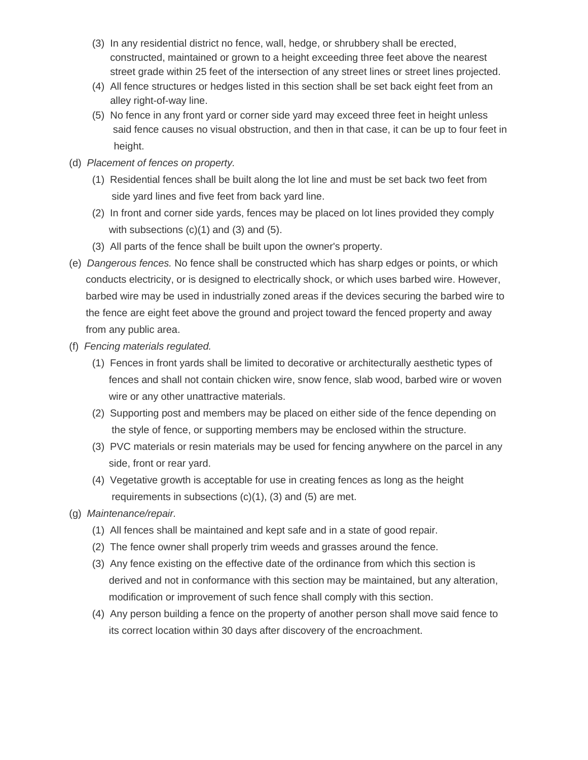(3) In any residential district no fence, wall, hedge, or shrubbery shall be erected, constructed, maintained or grown to a height exceeding three feet above the nearest street grade within 25 feet of the intersection of any street lines or street lines projected.

(4) All fence structures or hedges listed in this section shall be set back eight feet from an alley right-of-way line.

(5) No fence in any front yard or corner side yard may exceed three feet in height unless said fence causes no visual obstruction, and then in that case, it can be up to four feet in height.

(d) *Placement of fences on property.*

(1) Residential fences shall be built along the lot line and must be set back two feet from side yard lines and five feet from back yard line.

(2) In front and corner side yards, fences may be placed on lot lines provided they comply with subsections (c)(1) and (3) and (5).

(3) All parts of the fence shall be built upon the owner's property.

(e) *Dangerous fences.* No fence shall be constructed which has sharp edges or points, or which conducts electricity, or is designed to electrically shock, or which uses barbed wire. However, barbed wire may be used in industrially zoned areas if the devices securing the barbed wire to the fence are eight feet above the ground and project toward the fenced property and away from any public area.

(f) *Fencing materials regulated.*

(1) Fences in front yards shall be limited to decorative or architecturally aesthetic types of fences and shall not contain chicken wire, snow fence, slab wood, barbed wire or woven wire or any other unattractive materials.

(2) Supporting post and members may be placed on either side of the fence depending on the style of fence, or supporting members may be enclosed within the structure.

(3) PVC materials or resin materials may be used for fencing anywhere on the parcel in any side, front or rear yard.

(4) Vegetative growth is acceptable for use in creating fences as long as the height requirements in subsections (c)(1), (3) and (5) are met.

(g) *Maintenance/repair.*

(1) All fences shall be maintained and kept safe and in a state of good repair.

(2) The fence owner shall properly trim weeds and grasses around the fence.

(3) Any fence existing on the effective date of the ordinance from which this section is derived and not in conformance with this section may be maintained, but any alteration, modification or improvement of such fence shall comply with this section.

(4) Any person building a fence on the property of another person shall move said fence to its correct location within 30 days after discovery of the encroachment.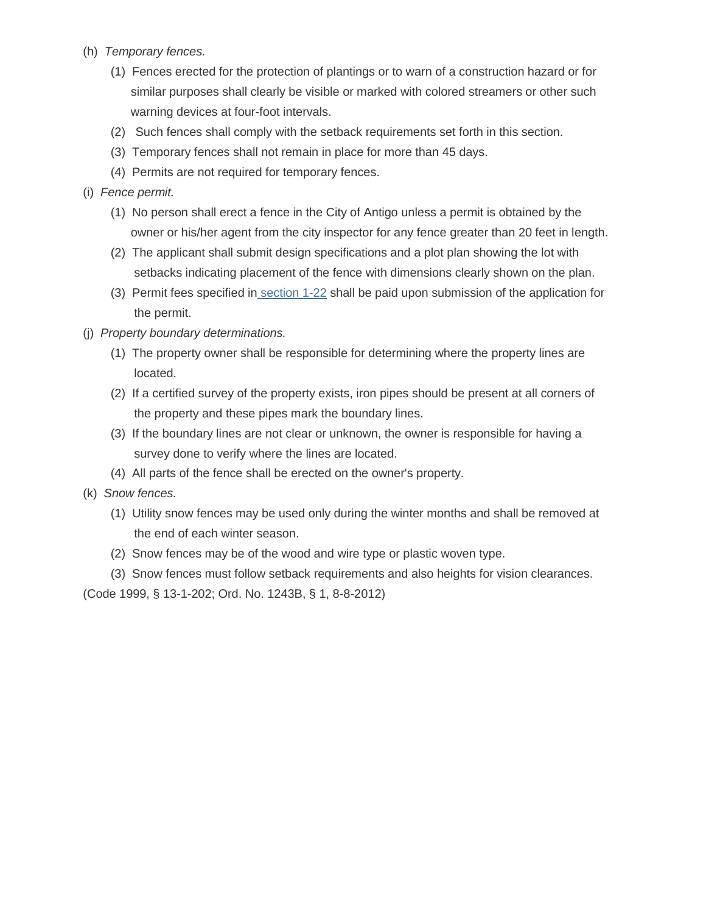(h) *Temporary fences.*

(1) Fences erected for the protection of plantings or to warn of a construction hazard or for similar purposes shall clearly be visible or marked with colored streamers or other such warning devices at four-foot intervals.

(2) Such fences shall comply with the setback requirements set forth in this section.

(3) Temporary fences shall not remain in place for more than 45 days.

(4) Permits are not required for temporary fences.

(i) *Fence permit.*

(1) No person shall erect a fence in the City of Antigo unless a permit is obtained by the owner or his/her agent from the city inspector for any fence greater than 20 feet in length.

(2) The applicant shall submit design specifications and a plot plan showing the lot with setbacks indicating placement of the fence with dimensions clearly shown on the plan.

(3) Permit fees specified in section 1-22 shall be paid upon submission of the application for the permit.

(j) *Property boundary determinations.*

(1) The property owner shall be responsible for determining where the property lines are located.

(2) If a certified survey of the property exists, iron pipes should be present at all corners of the property and these pipes mark the boundary lines.

(3) If the boundary lines are not clear or unknown, the owner is responsible for having a survey done to verify where the lines are located.

(4) All parts of the fence shall be erected on the owner's property.

(k) *Snow fences.*

(1) Utility snow fences may be used only during the winter months and shall be removed at the end of each winter season.

(2) Snow fences may be of the wood and wire type or plastic woven type.

(3) Snow fences must follow setback requirements and also heights for vision clearances.

(Code 1999, § 13-1-202; Ord. No. 1243B, § 1, 8-8-2012)